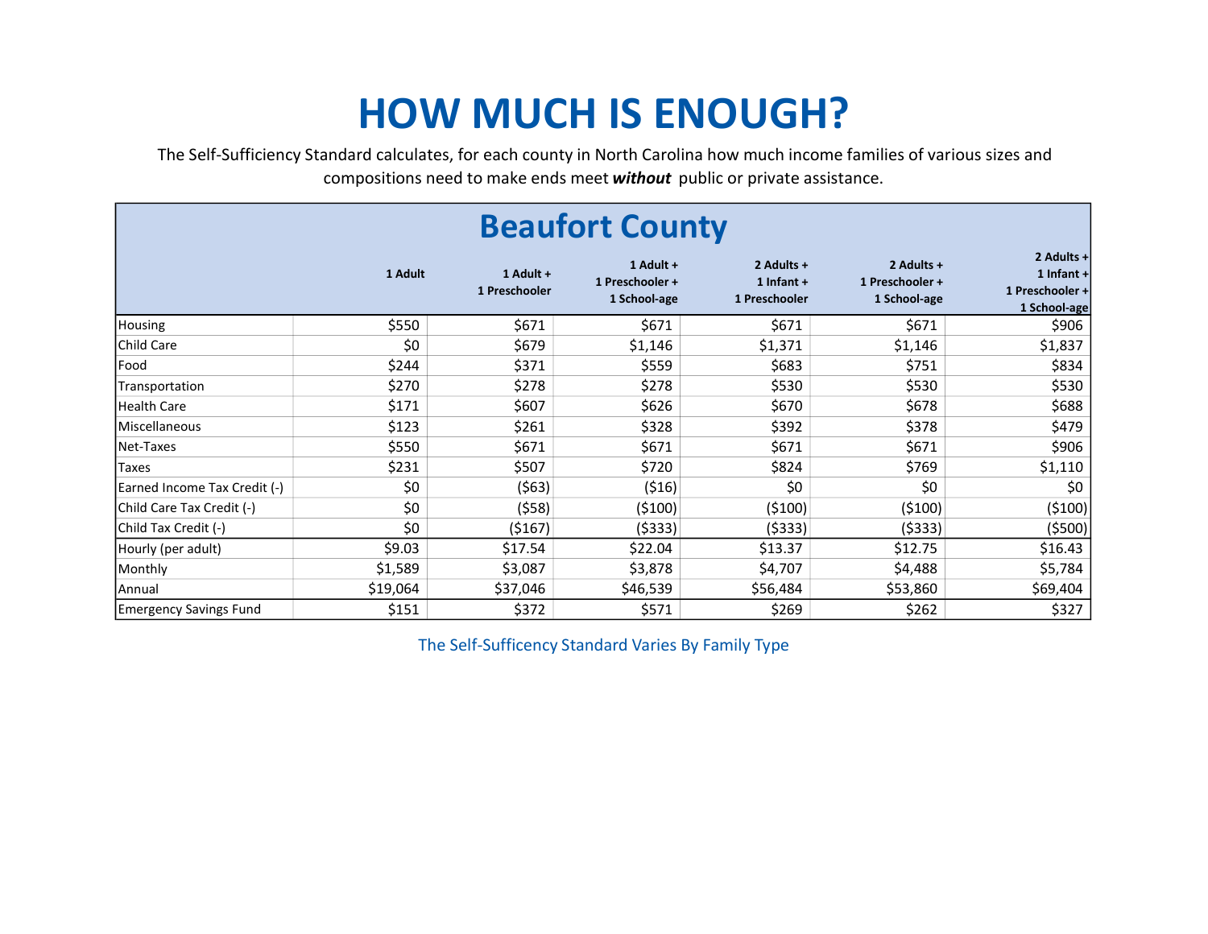# HOW MUCH IS ENOUGH?

The Self-Sufficiency Standard calculates, for each county in North Carolina how much income families of various sizes and compositions need to make ends meet ***without*** public or private assistance.

## Beaufort County

| | 1 Adult | 1 Adult + 1 Preschooler | 1 Adult + 1 Preschooler + 1 School-age | 2 Adults + 1 Infant + 1 Preschooler | 2 Adults + 1 Preschooler + 1 School-age | 2 Adults + 1 Infant + 1 Preschooler + 1 School-age |
|---|---|---|---|---|---|---|
| Housing | $550 | $671 | $671 | $671 | $671 | $906 |
| Child Care | $0 | $679 | $1,146 | $1,371 | $1,146 | $1,837 |
| Food | $244 | $371 | $559 | $683 | $751 | $834 |
| Transportation | $270 | $278 | $278 | $530 | $530 | $530 |
| Health Care | $171 | $607 | $626 | $670 | $678 | $688 |
| Miscellaneous | $123 | $261 | $328 | $392 | $378 | $479 |
| Net-Taxes | $550 | $671 | $671 | $671 | $671 | $906 |
| Taxes | $231 | $507 | $720 | $824 | $769 | $1,110 |
| Earned Income Tax Credit (-) | $0 | ($63) | ($16) | $0 | $0 | $0 |
| Child Care Tax Credit (-) | $0 | ($58) | ($100) | ($100) | ($100) | ($100) |
| Child Tax Credit (-) | $0 | ($167) | ($333) | ($333) | ($333) | ($500) |
| Hourly (per adult) | $9.03 | $17.54 | $22.04 | $13.37 | $12.75 | $16.43 |
| Monthly | $1,589 | $3,087 | $3,878 | $4,707 | $4,488 | $5,784 |
| Annual | $19,064 | $37,046 | $46,539 | $56,484 | $53,860 | $69,404 |
| Emergency Savings Fund | $151 | $372 | $571 | $269 | $262 | $327 |

The Self-Sufficency Standard Varies By Family Type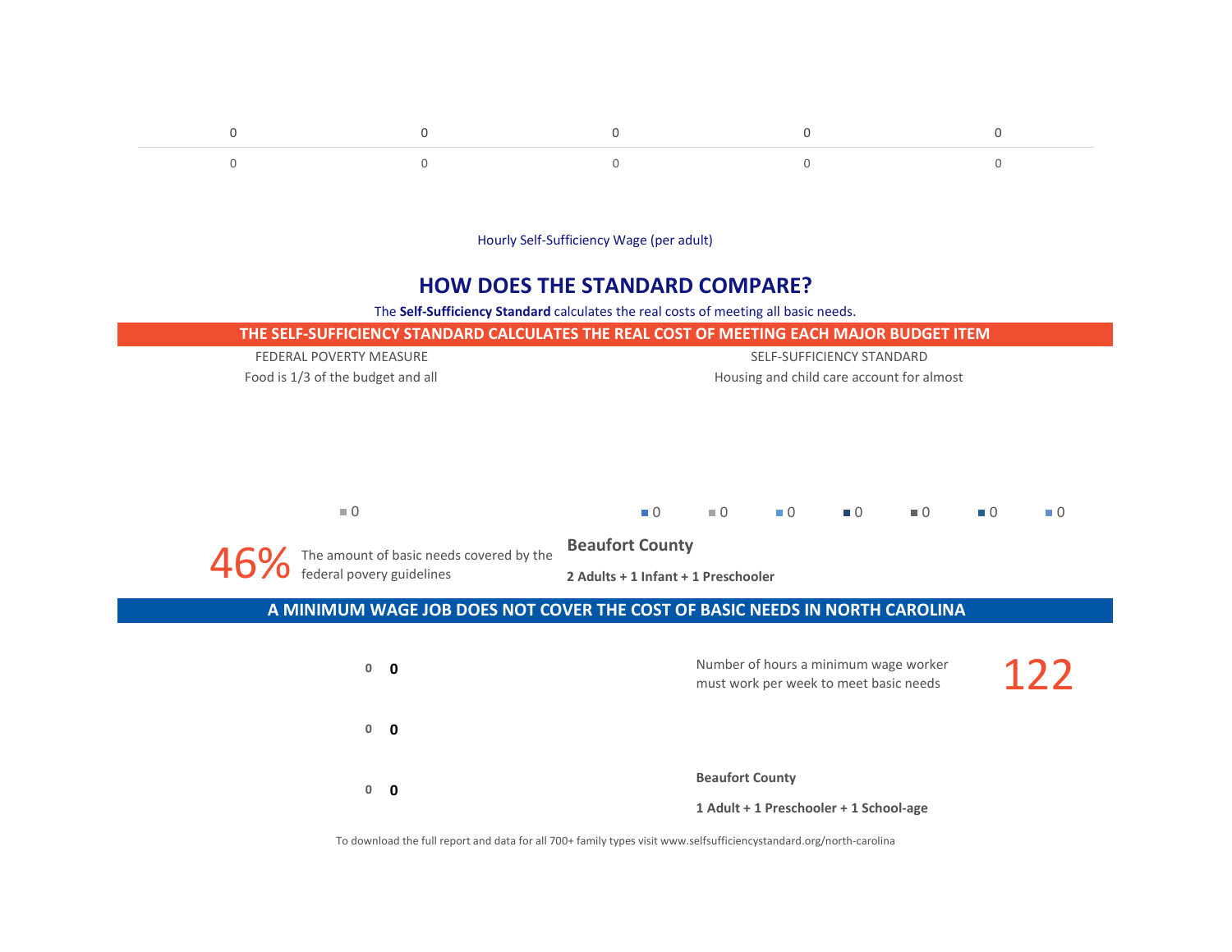| | | | | |
|---|---|---|---|---|
| 0 | 0 | 0 | 0 | 0 |
| 0 | 0 | 0 | 0 | 0 |

Hourly Self-Sufficiency Wage (per adult)

## HOW DOES THE STANDARD COMPARE?

The **Self-Sufficiency Standard** calculates the real costs of meeting all basic needs.

**THE SELF-SUFFICIENCY STANDARD CALCULATES THE REAL COST OF MEETING EACH MAJOR BUDGET ITEM**

FEDERAL POVERTY MEASURE

Food is 1/3 of the budget and all

SELF-SUFFICIENCY STANDARD

Housing and child care account for almost

0

0 0 0 0 0 0 0

46% The amount of basic needs covered by the federal povery guidelines

**Beaufort County**

**2 Adults + 1 Infant + 1 Preschooler**

**A MINIMUM WAGE JOB DOES NOT COVER THE COST OF BASIC NEEDS IN NORTH CAROLINA**

0 **0**

0 **0**

0 **0**

Number of hours a minimum wage worker must work per week to meet basic needs

122

**Beaufort County**

**1 Adult + 1 Preschooler + 1 School-age**

To download the full report and data for all 700+ family types visit www.selfsufficiencystandard.org/north-carolina